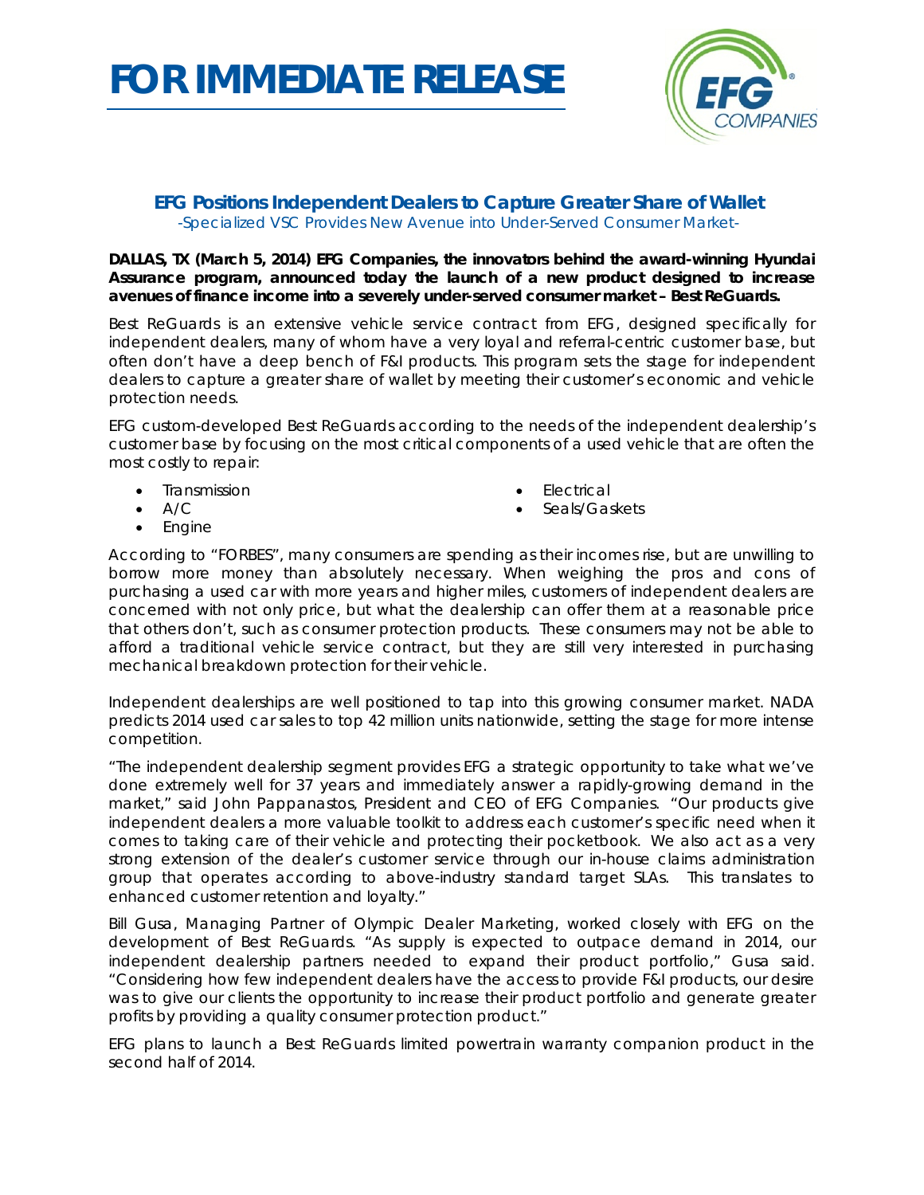# FOR IMMEDIATE RELEASE

## EFG Positions Independent Dealers to Capture Greater Share of Wallet

*-Specialized VSC Provides New Avenue into Under-Served Consumer Market-*

**DALLAS, TX (March 5, 2014) EFG Companies, the innovators behind the award-winning Hyundai Assurance program, announced today the launch of a new product designed to increase avenues of finance income into a severely under-served consumer market – Best ReGuards.**

Best ReGuards is an extensive vehicle service contract from EFG, designed specifically for independent dealers, many of whom have a very loyal and referral-centric customer base, but often don't have a deep bench of F&I products. This program sets the stage for independent dealers to capture a greater share of wallet by meeting their customer's economic and vehicle protection needs.

EFG custom-developed Best ReGuards according to the needs of the independent dealership's customer base by focusing on the most critical components of a used vehicle that are often the most costly to repair:

- Transmission
- A/C
- Engine
- Electrical
- Seals/Gaskets

According to "FORBES", many consumers are spending as their incomes rise, but are unwilling to borrow more money than absolutely necessary. When weighing the pros and cons of purchasing a used car with more years and higher miles, customers of independent dealers are concerned with not only price, but what the dealership can offer them at a reasonable price that others don't, such as consumer protection products. These consumers may not be able to afford a traditional vehicle service contract, but they are still very interested in purchasing mechanical breakdown protection for their vehicle.

Independent dealerships are well positioned to tap into this growing consumer market. NADA predicts 2014 used car sales to top 42 million units nationwide, setting the stage for more intense competition.

"The independent dealership segment provides EFG a strategic opportunity to take what we've done extremely well for 37 years and immediately answer a rapidly-growing demand in the market," said John Pappanastos, President and CEO of EFG Companies. "Our products give independent dealers a more valuable toolkit to address each customer's specific need when it comes to taking care of their vehicle and protecting their pocketbook. We also act as a very strong extension of the dealer's customer service through our in-house claims administration group that operates according to above-industry standard target SLAs. This translates to enhanced customer retention and loyalty."

Bill Gusa, Managing Partner of Olympic Dealer Marketing, worked closely with EFG on the development of Best ReGuards. "As supply is expected to outpace demand in 2014, our independent dealership partners needed to expand their product portfolio," Gusa said. "Considering how few independent dealers have the access to provide F&I products, our desire was to give our clients the opportunity to increase their product portfolio and generate greater profits by providing a quality consumer protection product."

EFG plans to launch a Best ReGuards limited powertrain warranty companion product in the second half of 2014.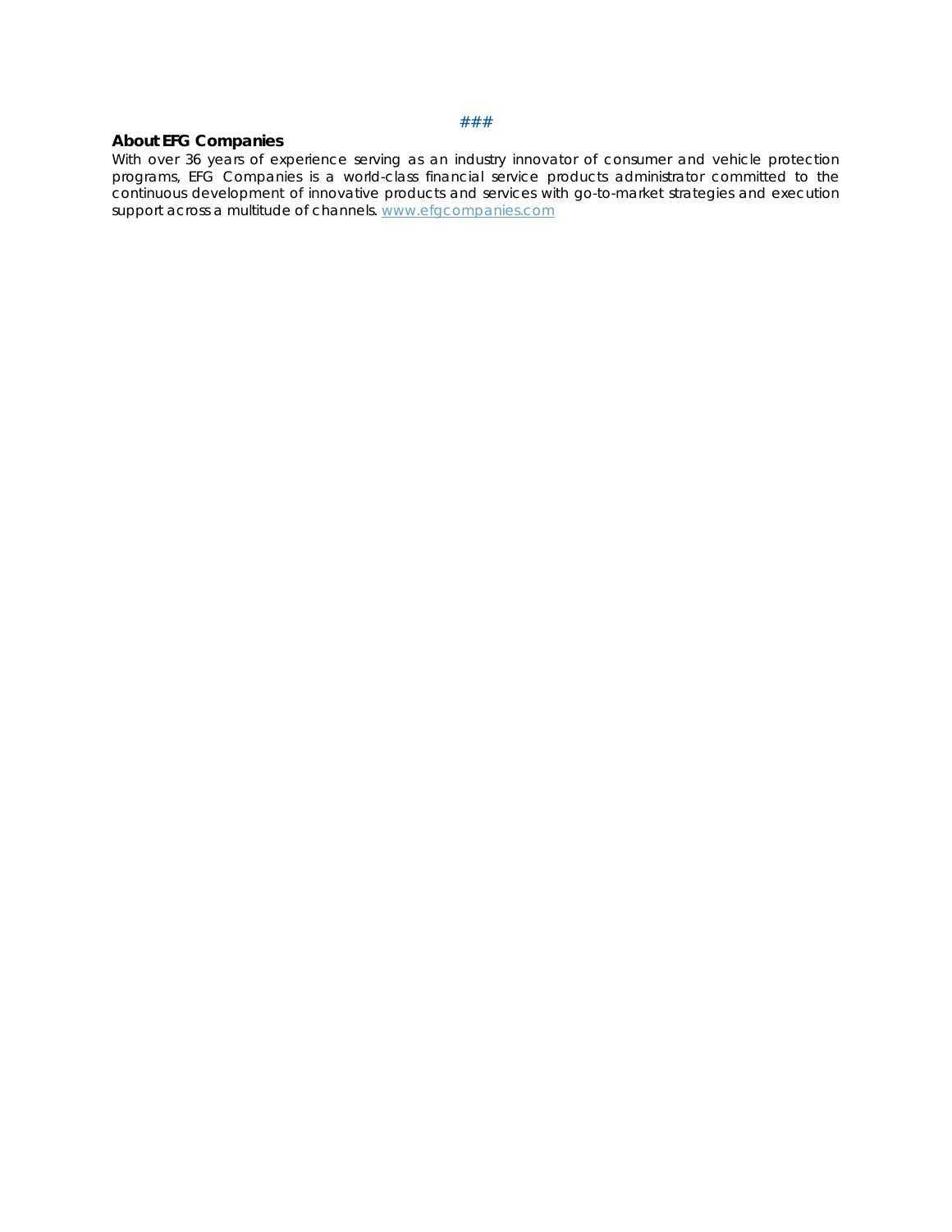###

**About EFG Companies**

With over 36 years of experience serving as an industry innovator of consumer and vehicle protection programs, EFG Companies is a world-class financial service products administrator committed to the continuous development of innovative products and services with go-to-market strategies and execution support across a multitude of channels. www.efgcompanies.com